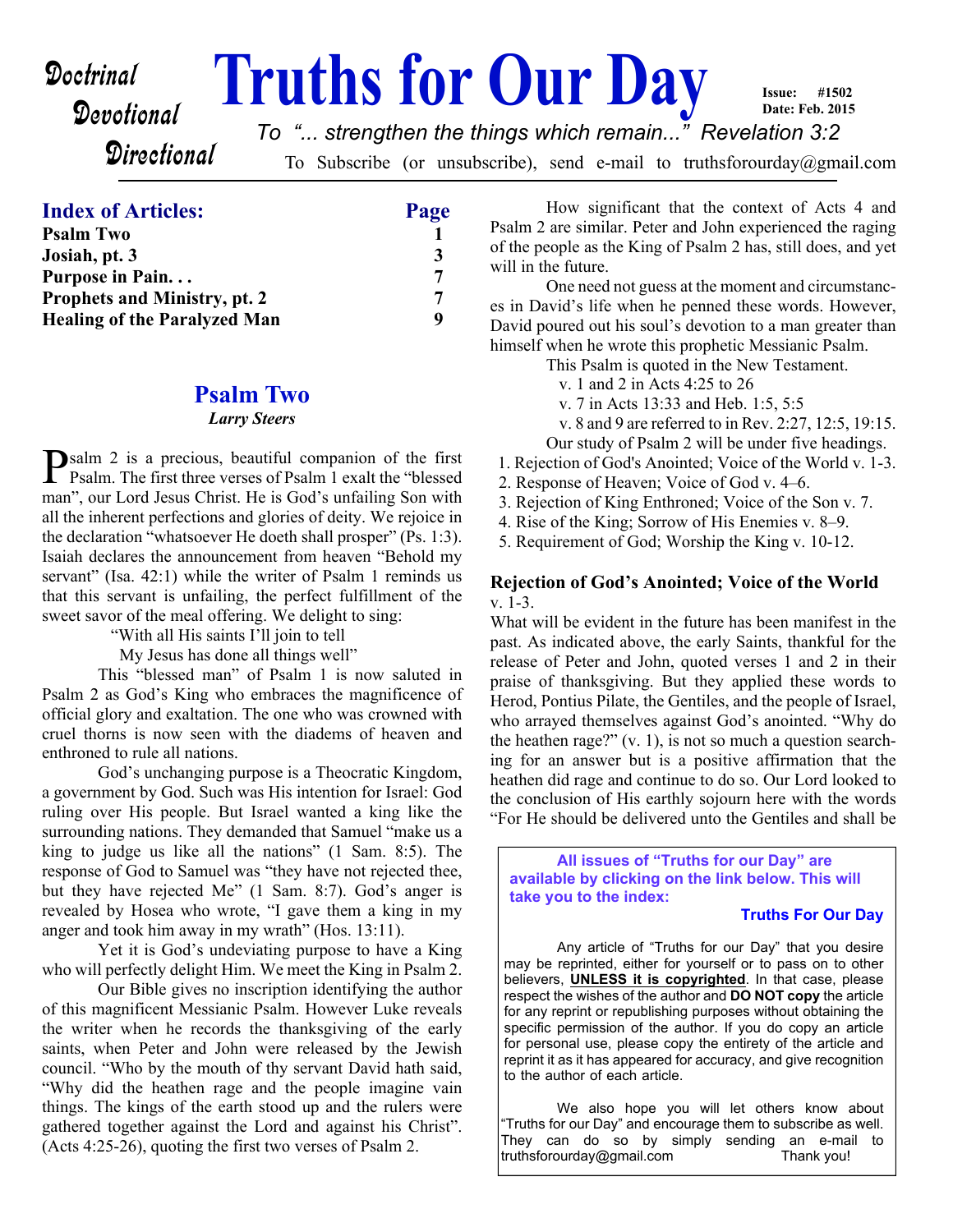Doctrinal
Devotional
Directional

# Truths for Our Day

Issue: #1502
Date: Feb. 2015

*To "... strengthen the things which remain..." Revelation 3:2*

To Subscribe (or unsubscribe), send e-mail to truthsforourday@gmail.com

## Index of Articles:

| Index of Articles: | Page |
|---|---|
| **Psalm Two** | **1** |
| **Josiah, pt. 3** | **3** |
| **Purpose in Pain. . .** | **7** |
| **Prophets and Ministry, pt. 2** | **7** |
| **Healing of the Paralyzed Man** | **9** |

## Psalm Two

***Larry Steers***

Psalm 2 is a precious, beautiful companion of the first Psalm. The first three verses of Psalm 1 exalt the "blessed man", our Lord Jesus Christ. He is God's unfailing Son with all the inherent perfections and glories of deity. We rejoice in the declaration "whatsoever He doeth shall prosper" (Ps. 1:3). Isaiah declares the announcement from heaven "Behold my servant" (Isa. 42:1) while the writer of Psalm 1 reminds us that this servant is unfailing, the perfect fulfillment of the sweet savor of the meal offering. We delight to sing:

"With all His saints I'll join to tell
My Jesus has done all things well"

This "blessed man" of Psalm 1 is now saluted in Psalm 2 as God's King who embraces the magnificence of official glory and exaltation. The one who was crowned with cruel thorns is now seen with the diadems of heaven and enthroned to rule all nations.

God's unchanging purpose is a Theocratic Kingdom, a government by God. Such was His intention for Israel: God ruling over His people. But Israel wanted a king like the surrounding nations. They demanded that Samuel "make us a king to judge us like all the nations" (1 Sam. 8:5). The response of God to Samuel was "they have not rejected thee, but they have rejected Me" (1 Sam. 8:7). God's anger is revealed by Hosea who wrote, "I gave them a king in my anger and took him away in my wrath" (Hos. 13:11).

Yet it is God's undeviating purpose to have a King who will perfectly delight Him. We meet the King in Psalm 2.

Our Bible gives no inscription identifying the author of this magnificent Messianic Psalm. However Luke reveals the writer when he records the thanksgiving of the early saints, when Peter and John were released by the Jewish council. "Who by the mouth of thy servant David hath said, "Why did the heathen rage and the people imagine vain things. The kings of the earth stood up and the rulers were gathered together against the Lord and against his Christ". (Acts 4:25-26), quoting the first two verses of Psalm 2.

How significant that the context of Acts 4 and Psalm 2 are similar. Peter and John experienced the raging of the people as the King of Psalm 2 has, still does, and yet will in the future.

One need not guess at the moment and circumstances in David's life when he penned these words. However, David poured out his soul's devotion to a man greater than himself when he wrote this prophetic Messianic Psalm.

This Psalm is quoted in the New Testament.

v. 1 and 2 in Acts 4:25 to 26
v. 7 in Acts 13:33 and Heb. 1:5, 5:5
v. 8 and 9 are referred to in Rev. 2:27, 12:5, 19:15.

Our study of Psalm 2 will be under five headings.

1. Rejection of God's Anointed; Voice of the World v. 1-3.
2. Response of Heaven; Voice of God v. 4–6.
3. Rejection of King Enthroned; Voice of the Son v. 7.
4. Rise of the King; Sorrow of His Enemies v. 8–9.
5. Requirement of God; Worship the King v. 10-12.

### Rejection of God's Anointed; Voice of the World

v. 1-3.

What will be evident in the future has been manifest in the past. As indicated above, the early Saints, thankful for the release of Peter and John, quoted verses 1 and 2 in their praise of thanksgiving. But they applied these words to Herod, Pontius Pilate, the Gentiles, and the people of Israel, who arrayed themselves against God's anointed. "Why do the heathen rage?" (v. 1), is not so much a question searching for an answer but is a positive affirmation that the heathen did rage and continue to do so. Our Lord looked to the conclusion of His earthly sojourn here with the words "For He should be delivered unto the Gentiles and shall be

---

**All issues of "Truths for our Day" are available by clicking on the link below. This will take you to the index:**

**Truths For Our Day**

Any article of "Truths for our Day" that you desire may be reprinted, either for yourself or to pass on to other believers, **UNLESS it is copyrighted**. In that case, please respect the wishes of the author and **DO NOT copy** the article for any reprint or republishing purposes without obtaining the specific permission of the author. If you do copy an article for personal use, please copy the entirety of the article and reprint it as it has appeared for accuracy, and give recognition to the author of each article.

We also hope you will let others know about "Truths for our Day" and encourage them to subscribe as well. They can do so by simply sending an e-mail to truthsforourday@gmail.com Thank you!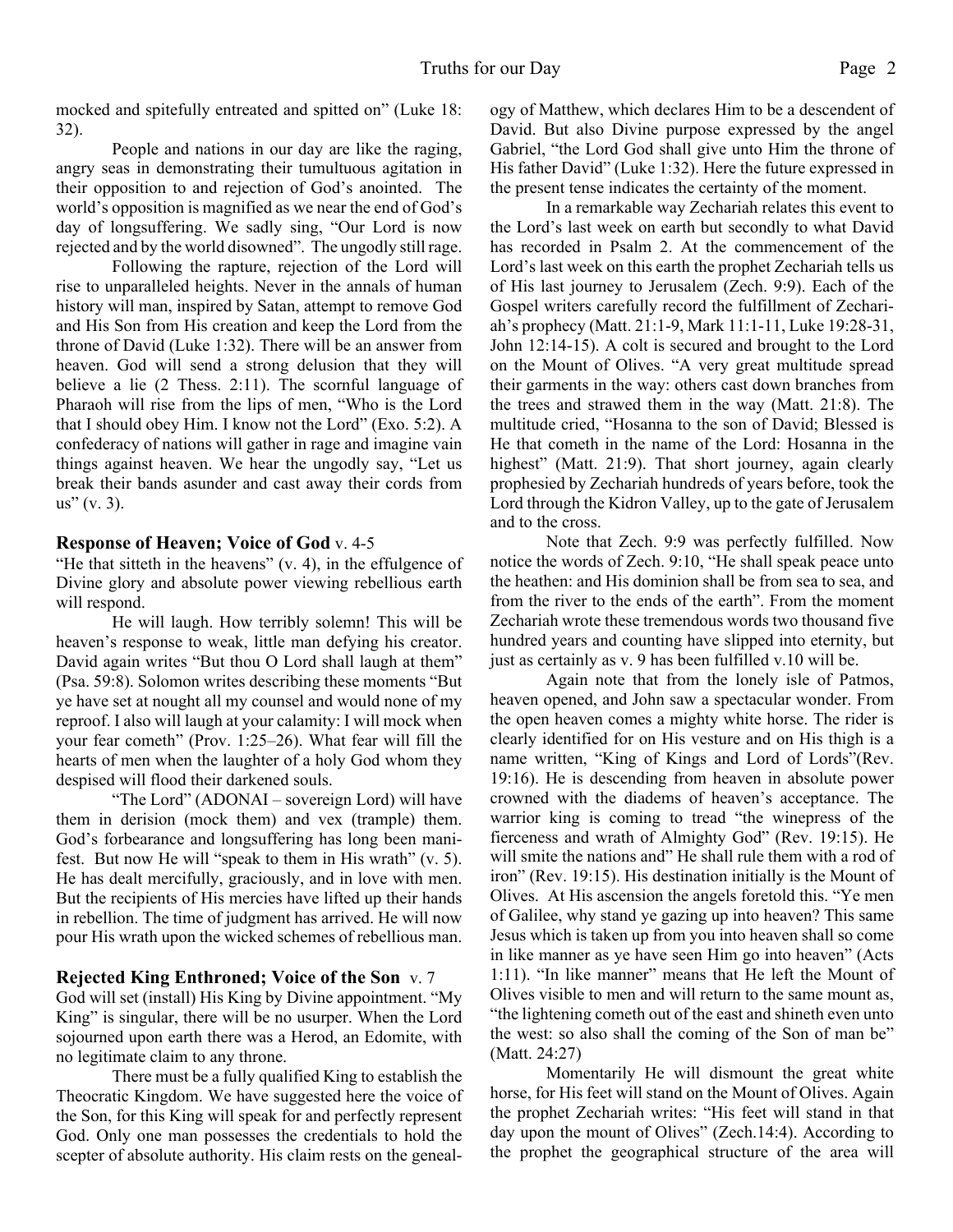mocked and spitefully entreated and spitted on" (Luke 18: 32).

People and nations in our day are like the raging, angry seas in demonstrating their tumultuous agitation in their opposition to and rejection of God's anointed. The world's opposition is magnified as we near the end of God's day of longsuffering. We sadly sing, "Our Lord is now rejected and by the world disowned". The ungodly still rage.

Following the rapture, rejection of the Lord will rise to unparalleled heights. Never in the annals of human history will man, inspired by Satan, attempt to remove God and His Son from His creation and keep the Lord from the throne of David (Luke 1:32). There will be an answer from heaven. God will send a strong delusion that they will believe a lie (2 Thess. 2:11). The scornful language of Pharaoh will rise from the lips of men, "Who is the Lord that I should obey Him. I know not the Lord" (Exo. 5:2). A confederacy of nations will gather in rage and imagine vain things against heaven. We hear the ungodly say, "Let us break their bands asunder and cast away their cords from us" (v. 3).

### Response of Heaven; Voice of God v. 4-5

"He that sitteth in the heavens" (v. 4), in the effulgence of Divine glory and absolute power viewing rebellious earth will respond.

He will laugh. How terribly solemn! This will be heaven's response to weak, little man defying his creator. David again writes "But thou O Lord shall laugh at them" (Psa. 59:8). Solomon writes describing these moments "But ye have set at nought all my counsel and would none of my reproof. I also will laugh at your calamity: I will mock when your fear cometh" (Prov. 1:25–26). What fear will fill the hearts of men when the laughter of a holy God whom they despised will flood their darkened souls.

"The Lord" (ADONAI – sovereign Lord) will have them in derision (mock them) and vex (trample) them. God's forbearance and longsuffering has long been manifest. But now He will "speak to them in His wrath" (v. 5). He has dealt mercifully, graciously, and in love with men. But the recipients of His mercies have lifted up their hands in rebellion. The time of judgment has arrived. He will now pour His wrath upon the wicked schemes of rebellious man.

### Rejected King Enthroned; Voice of the Son v. 7

God will set (install) His King by Divine appointment. "My King" is singular, there will be no usurper. When the Lord sojourned upon earth there was a Herod, an Edomite, with no legitimate claim to any throne.

There must be a fully qualified King to establish the Theocratic Kingdom. We have suggested here the voice of the Son, for this King will speak for and perfectly represent God. Only one man possesses the credentials to hold the scepter of absolute authority. His claim rests on the genealogy of Matthew, which declares Him to be a descendent of David. But also Divine purpose expressed by the angel Gabriel, "the Lord God shall give unto Him the throne of His father David" (Luke 1:32). Here the future expressed in the present tense indicates the certainty of the moment.

In a remarkable way Zechariah relates this event to the Lord's last week on earth but secondly to what David has recorded in Psalm 2. At the commencement of the Lord's last week on this earth the prophet Zechariah tells us of His last journey to Jerusalem (Zech. 9:9). Each of the Gospel writers carefully record the fulfillment of Zechariah's prophecy (Matt. 21:1-9, Mark 11:1-11, Luke 19:28-31, John 12:14-15). A colt is secured and brought to the Lord on the Mount of Olives. "A very great multitude spread their garments in the way: others cast down branches from the trees and strawed them in the way (Matt. 21:8). The multitude cried, "Hosanna to the son of David; Blessed is He that cometh in the name of the Lord: Hosanna in the highest" (Matt. 21:9). That short journey, again clearly prophesied by Zechariah hundreds of years before, took the Lord through the Kidron Valley, up to the gate of Jerusalem and to the cross.

Note that Zech. 9:9 was perfectly fulfilled. Now notice the words of Zech. 9:10, "He shall speak peace unto the heathen: and His dominion shall be from sea to sea, and from the river to the ends of the earth". From the moment Zechariah wrote these tremendous words two thousand five hundred years and counting have slipped into eternity, but just as certainly as v. 9 has been fulfilled v.10 will be.

Again note that from the lonely isle of Patmos, heaven opened, and John saw a spectacular wonder. From the open heaven comes a mighty white horse. The rider is clearly identified for on His vesture and on His thigh is a name written, "King of Kings and Lord of Lords"(Rev. 19:16). He is descending from heaven in absolute power crowned with the diadems of heaven's acceptance. The warrior king is coming to tread "the winepress of the fierceness and wrath of Almighty God" (Rev. 19:15). He will smite the nations and" He shall rule them with a rod of iron" (Rev. 19:15). His destination initially is the Mount of Olives. At His ascension the angels foretold this. "Ye men of Galilee, why stand ye gazing up into heaven? This same Jesus which is taken up from you into heaven shall so come in like manner as ye have seen Him go into heaven" (Acts 1:11). "In like manner" means that He left the Mount of Olives visible to men and will return to the same mount as, "the lightening cometh out of the east and shineth even unto the west: so also shall the coming of the Son of man be" (Matt. 24:27)

Momentarily He will dismount the great white horse, for His feet will stand on the Mount of Olives. Again the prophet Zechariah writes: "His feet will stand in that day upon the mount of Olives" (Zech.14:4). According to the prophet the geographical structure of the area will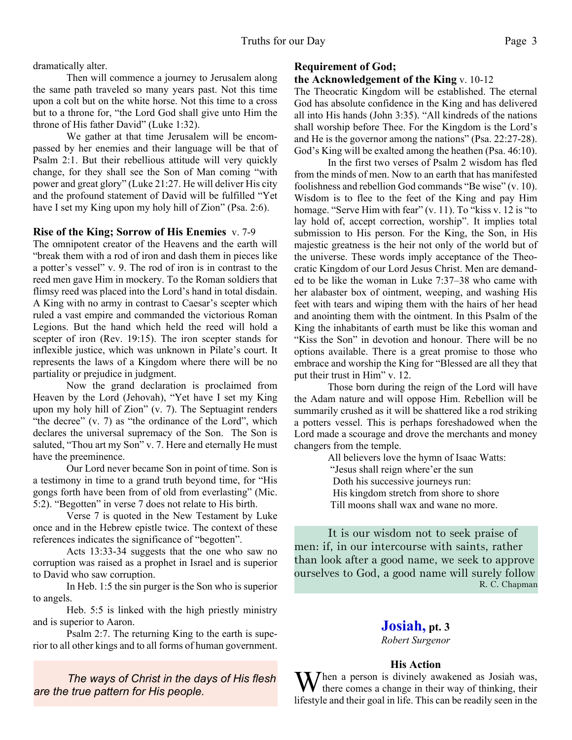dramatically alter.

Then will commence a journey to Jerusalem along the same path traveled so many years past. Not this time upon a colt but on the white horse. Not this time to a cross but to a throne for, "the Lord God shall give unto Him the throne of His father David" (Luke 1:32).

We gather at that time Jerusalem will be encompassed by her enemies and their language will be that of Psalm 2:1. But their rebellious attitude will very quickly change, for they shall see the Son of Man coming "with power and great glory" (Luke 21:27. He will deliver His city and the profound statement of David will be fulfilled "Yet have I set my King upon my holy hill of Zion" (Psa. 2:6).

**Rise of the King; Sorrow of His Enemies** v. 7-9

The omnipotent creator of the Heavens and the earth will "break them with a rod of iron and dash them in pieces like a potter's vessel" v. 9. The rod of iron is in contrast to the reed men gave Him in mockery. To the Roman soldiers that flimsy reed was placed into the Lord's hand in total disdain. A King with no army in contrast to Caesar's scepter which ruled a vast empire and commanded the victorious Roman Legions. But the hand which held the reed will hold a scepter of iron (Rev. 19:15). The iron scepter stands for inflexible justice, which was unknown in Pilate's court. It represents the laws of a Kingdom where there will be no partiality or prejudice in judgment.

Now the grand declaration is proclaimed from Heaven by the Lord (Jehovah), "Yet have I set my King upon my holy hill of Zion" (v. 7). The Septuagint renders "the decree" (v. 7) as "the ordinance of the Lord", which declares the universal supremacy of the Son. The Son is saluted, "Thou art my Son" v. 7. Here and eternally He must have the preeminence.

Our Lord never became Son in point of time. Son is a testimony in time to a grand truth beyond time, for "His gongs forth have been from of old from everlasting" (Mic. 5:2). "Begotten" in verse 7 does not relate to His birth.

Verse 7 is quoted in the New Testament by Luke once and in the Hebrew epistle twice. The context of these references indicates the significance of "begotten".

Acts 13:33-34 suggests that the one who saw no corruption was raised as a prophet in Israel and is superior to David who saw corruption.

In Heb. 1:5 the sin purger is the Son who is superior to angels.

Heb. 5:5 is linked with the high priestly ministry and is superior to Aaron.

Psalm 2:7. The returning King to the earth is superior to all other kings and to all forms of human government.

> *The ways of Christ in the days of His flesh are the true pattern for His people.*

**Requirement of God;**
**the Acknowledgement of the King** v. 10-12

The Theocratic Kingdom will be established. The eternal God has absolute confidence in the King and has delivered all into His hands (John 3:35). "All kindreds of the nations shall worship before Thee. For the Kingdom is the Lord's and He is the governor among the nations" (Psa. 22:27-28). God's King will be exalted among the heathen (Psa. 46:10).

In the first two verses of Psalm 2 wisdom has fled from the minds of men. Now to an earth that has manifested foolishness and rebellion God commands "Be wise" (v. 10). Wisdom is to flee to the feet of the King and pay Him homage. "Serve Him with fear" (v. 11). To "kiss v. 12 is "to lay hold of, accept correction, worship". It implies total submission to His person. For the King, the Son, in His majestic greatness is the heir not only of the world but of the universe. These words imply acceptance of the Theocratic Kingdom of our Lord Jesus Christ. Men are demanded to be like the woman in Luke 7:37–38 who came with her alabaster box of ointment, weeping, and washing His feet with tears and wiping them with the hairs of her head and anointing them with the ointment. In this Psalm of the King the inhabitants of earth must be like this woman and "Kiss the Son" in devotion and honour. There will be no options available. There is a great promise to those who embrace and worship the King for "Blessed are all they that put their trust in Him" v. 12.

Those born during the reign of the Lord will have the Adam nature and will oppose Him. Rebellion will be summarily crushed as it will be shattered like a rod striking a potters vessel. This is perhaps foreshadowed when the Lord made a scourage and drove the merchants and money changers from the temple.

All believers love the hymn of Isaac Watts:

"Jesus shall reign where'er the sun
Doth his successive journeys run:
His kingdom stretch from shore to shore
Till moons shall wax and wane no more.

> It is our wisdom not to seek praise of men: if, in our intercourse with saints, rather than look after a good name, we seek to approve ourselves to God, a good name will surely follow
>
> R. C. Chapman

## Josiah, pt. 3

*Robert Surgenor*

### His Action

When a person is divinely awakened as Josiah was, there comes a change in their way of thinking, their lifestyle and their goal in life. This can be readily seen in the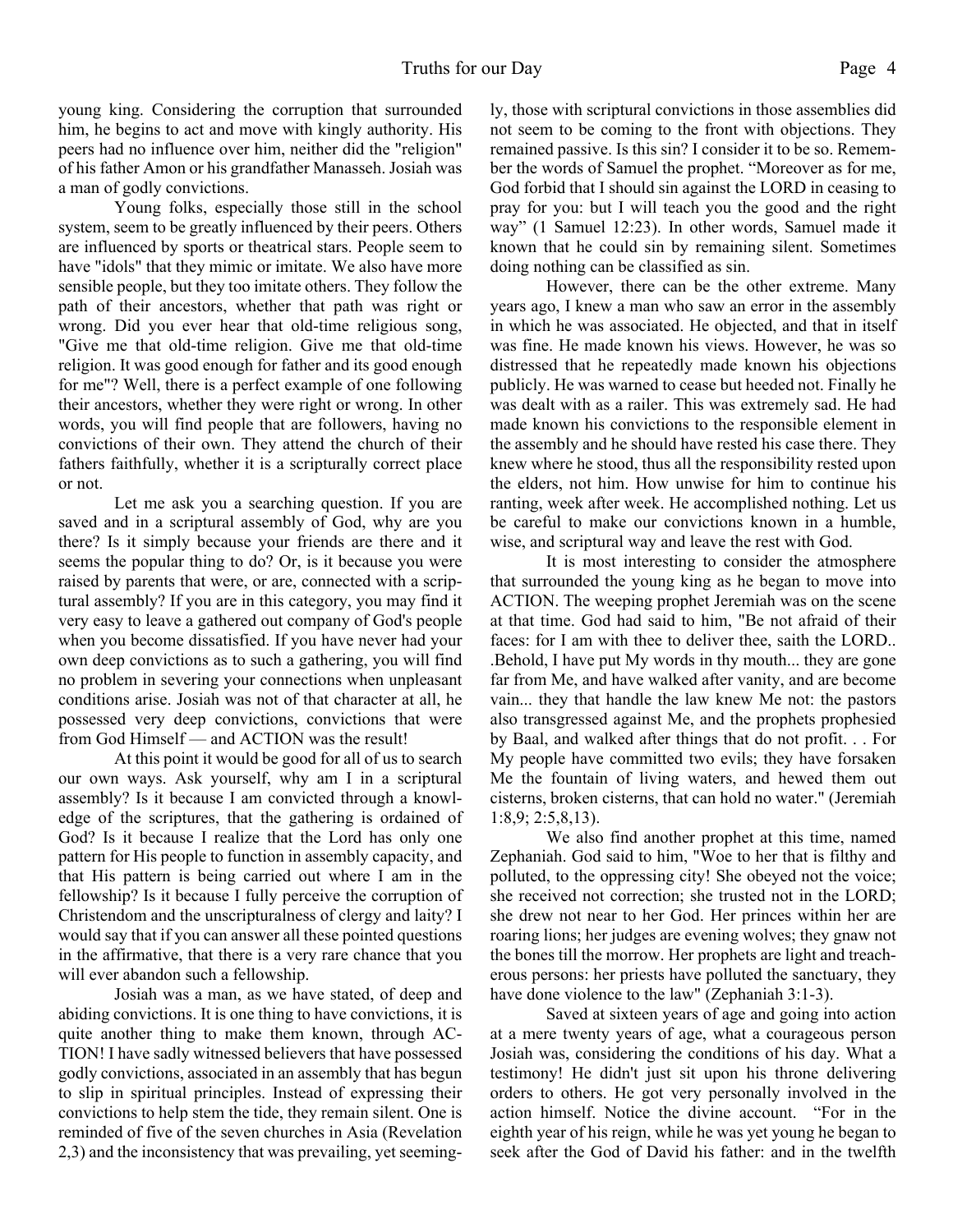young king. Considering the corruption that surrounded him, he begins to act and move with kingly authority. His peers had no influence over him, neither did the "religion" of his father Amon or his grandfather Manasseh. Josiah was a man of godly convictions.

Young folks, especially those still in the school system, seem to be greatly influenced by their peers. Others are influenced by sports or theatrical stars. People seem to have "idols" that they mimic or imitate. We also have more sensible people, but they too imitate others. They follow the path of their ancestors, whether that path was right or wrong. Did you ever hear that old-time religious song, "Give me that old-time religion. Give me that old-time religion. It was good enough for father and its good enough for me"? Well, there is a perfect example of one following their ancestors, whether they were right or wrong. In other words, you will find people that are followers, having no convictions of their own. They attend the church of their fathers faithfully, whether it is a scripturally correct place or not.

Let me ask you a searching question. If you are saved and in a scriptural assembly of God, why are you there? Is it simply because your friends are there and it seems the popular thing to do? Or, is it because you were raised by parents that were, or are, connected with a scriptural assembly? If you are in this category, you may find it very easy to leave a gathered out company of God's people when you become dissatisfied. If you have never had your own deep convictions as to such a gathering, you will find no problem in severing your connections when unpleasant conditions arise. Josiah was not of that character at all, he possessed very deep convictions, convictions that were from God Himself — and ACTION was the result!

At this point it would be good for all of us to search our own ways. Ask yourself, why am I in a scriptural assembly? Is it because I am convicted through a knowledge of the scriptures, that the gathering is ordained of God? Is it because I realize that the Lord has only one pattern for His people to function in assembly capacity, and that His pattern is being carried out where I am in the fellowship? Is it because I fully perceive the corruption of Christendom and the unscripturalness of clergy and laity? I would say that if you can answer all these pointed questions in the affirmative, that there is a very rare chance that you will ever abandon such a fellowship.

Josiah was a man, as we have stated, of deep and abiding convictions. It is one thing to have convictions, it is quite another thing to make them known, through ACTION! I have sadly witnessed believers that have possessed godly convictions, associated in an assembly that has begun to slip in spiritual principles. Instead of expressing their convictions to help stem the tide, they remain silent. One is reminded of five of the seven churches in Asia (Revelation 2,3) and the inconsistency that was prevailing, yet seemingly, those with scriptural convictions in those assemblies did not seem to be coming to the front with objections. They remained passive. Is this sin? I consider it to be so. Remember the words of Samuel the prophet. "Moreover as for me, God forbid that I should sin against the LORD in ceasing to pray for you: but I will teach you the good and the right way" (1 Samuel 12:23). In other words, Samuel made it known that he could sin by remaining silent. Sometimes doing nothing can be classified as sin.

However, there can be the other extreme. Many years ago, I knew a man who saw an error in the assembly in which he was associated. He objected, and that in itself was fine. He made known his views. However, he was so distressed that he repeatedly made known his objections publicly. He was warned to cease but heeded not. Finally he was dealt with as a railer. This was extremely sad. He had made known his convictions to the responsible element in the assembly and he should have rested his case there. They knew where he stood, thus all the responsibility rested upon the elders, not him. How unwise for him to continue his ranting, week after week. He accomplished nothing. Let us be careful to make our convictions known in a humble, wise, and scriptural way and leave the rest with God.

It is most interesting to consider the atmosphere that surrounded the young king as he began to move into ACTION. The weeping prophet Jeremiah was on the scene at that time. God had said to him, "Be not afraid of their faces: for I am with thee to deliver thee, saith the LORD.. .Behold, I have put My words in thy mouth... they are gone far from Me, and have walked after vanity, and are become vain... they that handle the law knew Me not: the pastors also transgressed against Me, and the prophets prophesied by Baal, and walked after things that do not profit. . . For My people have committed two evils; they have forsaken Me the fountain of living waters, and hewed them out cisterns, broken cisterns, that can hold no water." (Jeremiah 1:8,9; 2:5,8,13).

We also find another prophet at this time, named Zephaniah. God said to him, "Woe to her that is filthy and polluted, to the oppressing city! She obeyed not the voice; she received not correction; she trusted not in the LORD; she drew not near to her God. Her princes within her are roaring lions; her judges are evening wolves; they gnaw not the bones till the morrow. Her prophets are light and treacherous persons: her priests have polluted the sanctuary, they have done violence to the law" (Zephaniah 3:1-3).

Saved at sixteen years of age and going into action at a mere twenty years of age, what a courageous person Josiah was, considering the conditions of his day. What a testimony! He didn't just sit upon his throne delivering orders to others. He got very personally involved in the action himself. Notice the divine account. "For in the eighth year of his reign, while he was yet young he began to seek after the God of David his father: and in the twelfth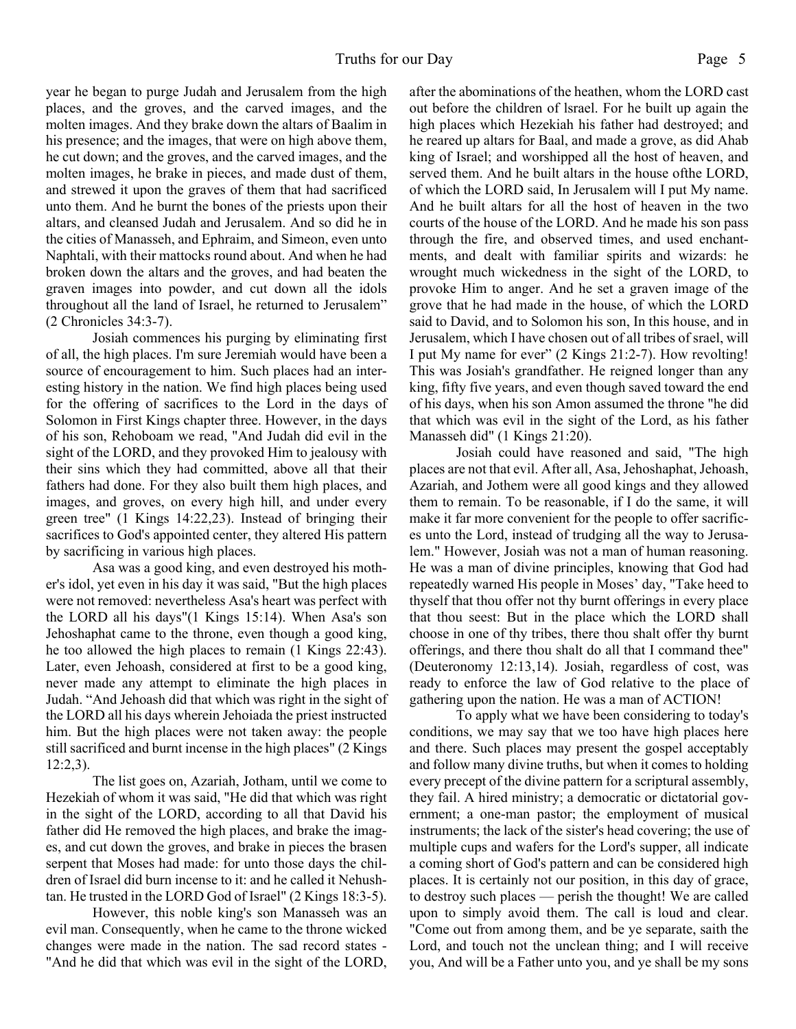year he began to purge Judah and Jerusalem from the high places, and the groves, and the carved images, and the molten images. And they brake down the altars of Baalim in his presence; and the images, that were on high above them, he cut down; and the groves, and the carved images, and the molten images, he brake in pieces, and made dust of them, and strewed it upon the graves of them that had sacrificed unto them. And he burnt the bones of the priests upon their altars, and cleansed Judah and Jerusalem. And so did he in the cities of Manasseh, and Ephraim, and Simeon, even unto Naphtali, with their mattocks round about. And when he had broken down the altars and the groves, and had beaten the graven images into powder, and cut down all the idols throughout all the land of Israel, he returned to Jerusalem" (2 Chronicles 34:3-7).

Josiah commences his purging by eliminating first of all, the high places. I'm sure Jeremiah would have been a source of encouragement to him. Such places had an interesting history in the nation. We find high places being used for the offering of sacrifices to the Lord in the days of Solomon in First Kings chapter three. However, in the days of his son, Rehoboam we read, "And Judah did evil in the sight of the LORD, and they provoked Him to jealousy with their sins which they had committed, above all that their fathers had done. For they also built them high places, and images, and groves, on every high hill, and under every green tree" (1 Kings 14:22,23). Instead of bringing their sacrifices to God's appointed center, they altered His pattern by sacrificing in various high places.

Asa was a good king, and even destroyed his mother's idol, yet even in his day it was said, "But the high places were not removed: nevertheless Asa's heart was perfect with the LORD all his days"(1 Kings 15:14). When Asa's son Jehoshaphat came to the throne, even though a good king, he too allowed the high places to remain (1 Kings 22:43). Later, even Jehoash, considered at first to be a good king, never made any attempt to eliminate the high places in Judah. "And Jehoash did that which was right in the sight of the LORD all his days wherein Jehoiada the priest instructed him. But the high places were not taken away: the people still sacrificed and burnt incense in the high places" (2 Kings 12:2,3).

The list goes on, Azariah, Jotham, until we come to Hezekiah of whom it was said, "He did that which was right in the sight of the LORD, according to all that David his father did He removed the high places, and brake the images, and cut down the groves, and brake in pieces the brasen serpent that Moses had made: for unto those days the children of Israel did burn incense to it: and he called it Nehushtan. He trusted in the LORD God of Israel" (2 Kings 18:3-5).

However, this noble king's son Manasseh was an evil man. Consequently, when he came to the throne wicked changes were made in the nation. The sad record states - "And he did that which was evil in the sight of the LORD, after the abominations of the heathen, whom the LORD cast out before the children of lsrael. For he built up again the high places which Hezekiah his father had destroyed; and he reared up altars for Baal, and made a grove, as did Ahab king of Israel; and worshipped all the host of heaven, and served them. And he built altars in the house ofthe LORD, of which the LORD said, In Jerusalem will I put My name. And he built altars for all the host of heaven in the two courts of the house of the LORD. And he made his son pass through the fire, and observed times, and used enchantments, and dealt with familiar spirits and wizards: he wrought much wickedness in the sight of the LORD, to provoke Him to anger. And he set a graven image of the grove that he had made in the house, of which the LORD said to David, and to Solomon his son, In this house, and in Jerusalem, which I have chosen out of all tribes of srael, will I put My name for ever" (2 Kings 21:2-7). How revolting! This was Josiah's grandfather. He reigned longer than any king, fifty five years, and even though saved toward the end of his days, when his son Amon assumed the throne "he did that which was evil in the sight of the Lord, as his father Manasseh did" (1 Kings 21:20).

Josiah could have reasoned and said, "The high places are not that evil. After all, Asa, Jehoshaphat, Jehoash, Azariah, and Jothem were all good kings and they allowed them to remain. To be reasonable, if I do the same, it will make it far more convenient for the people to offer sacrifices unto the Lord, instead of trudging all the way to Jerusalem." However, Josiah was not a man of human reasoning. He was a man of divine principles, knowing that God had repeatedly warned His people in Moses' day, "Take heed to thyself that thou offer not thy burnt offerings in every place that thou seest: But in the place which the LORD shall choose in one of thy tribes, there thou shalt offer thy burnt offerings, and there thou shalt do all that I command thee" (Deuteronomy 12:13,14). Josiah, regardless of cost, was ready to enforce the law of God relative to the place of gathering upon the nation. He was a man of ACTION!

To apply what we have been considering to today's conditions, we may say that we too have high places here and there. Such places may present the gospel acceptably and follow many divine truths, but when it comes to holding every precept of the divine pattern for a scriptural assembly, they fail. A hired ministry; a democratic or dictatorial government; a one-man pastor; the employment of musical instruments; the lack of the sister's head covering; the use of multiple cups and wafers for the Lord's supper, all indicate a coming short of God's pattern and can be considered high places. It is certainly not our position, in this day of grace, to destroy such places — perish the thought! We are called upon to simply avoid them. The call is loud and clear. "Come out from among them, and be ye separate, saith the Lord, and touch not the unclean thing; and I will receive you, And will be a Father unto you, and ye shall be my sons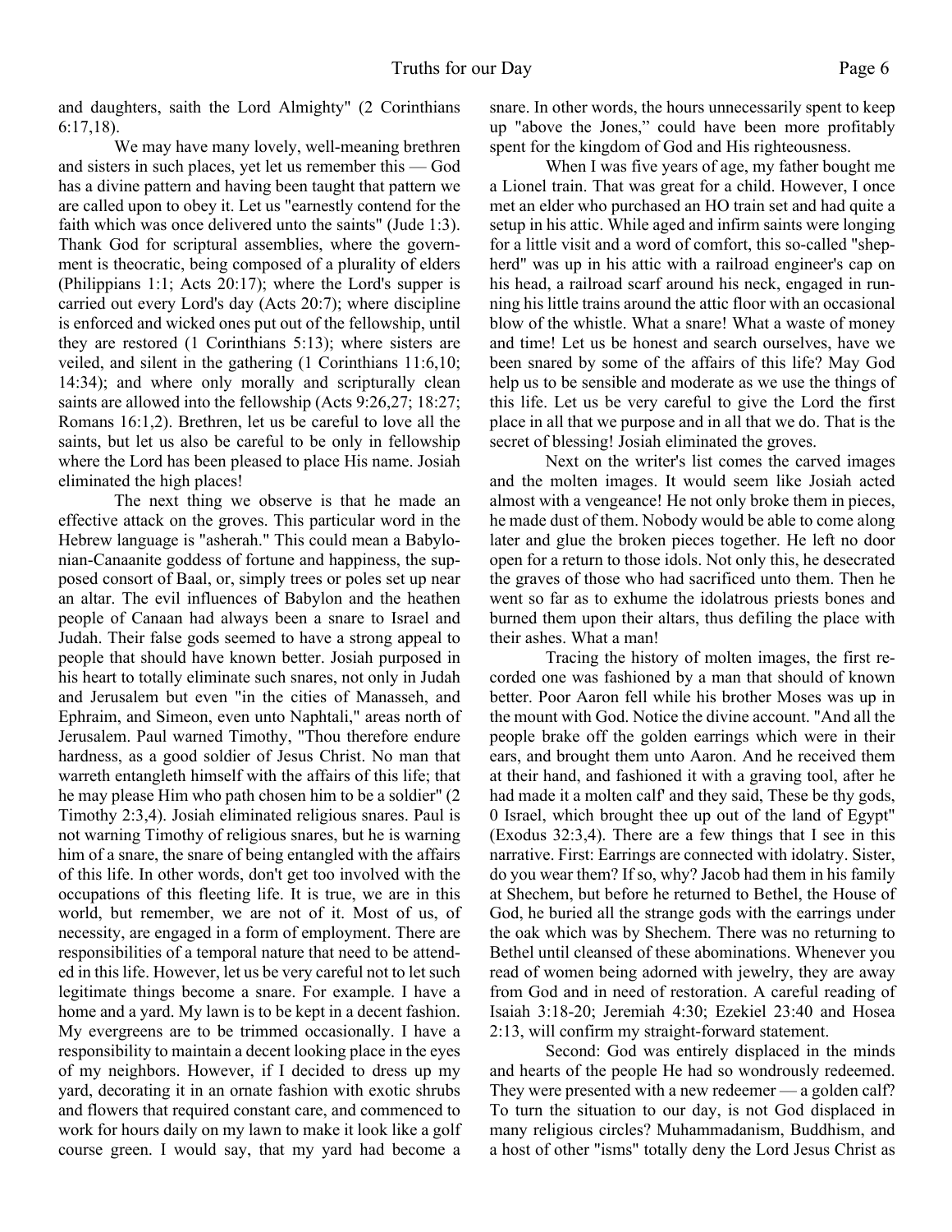and daughters, saith the Lord Almighty" (2 Corinthians 6:17,18).

We may have many lovely, well-meaning brethren and sisters in such places, yet let us remember this — God has a divine pattern and having been taught that pattern we are called upon to obey it. Let us "earnestly contend for the faith which was once delivered unto the saints" (Jude 1:3). Thank God for scriptural assemblies, where the government is theocratic, being composed of a plurality of elders (Philippians 1:1; Acts 20:17); where the Lord's supper is carried out every Lord's day (Acts 20:7); where discipline is enforced and wicked ones put out of the fellowship, until they are restored (1 Corinthians 5:13); where sisters are veiled, and silent in the gathering (1 Corinthians 11:6,10; 14:34); and where only morally and scripturally clean saints are allowed into the fellowship (Acts 9:26,27; 18:27; Romans 16:1,2). Brethren, let us be careful to love all the saints, but let us also be careful to be only in fellowship where the Lord has been pleased to place His name. Josiah eliminated the high places!

The next thing we observe is that he made an effective attack on the groves. This particular word in the Hebrew language is "asherah." This could mean a Babylonian-Canaanite goddess of fortune and happiness, the supposed consort of Baal, or, simply trees or poles set up near an altar. The evil influences of Babylon and the heathen people of Canaan had always been a snare to Israel and Judah. Their false gods seemed to have a strong appeal to people that should have known better. Josiah purposed in his heart to totally eliminate such snares, not only in Judah and Jerusalem but even "in the cities of Manasseh, and Ephraim, and Simeon, even unto Naphtali," areas north of Jerusalem. Paul warned Timothy, "Thou therefore endure hardness, as a good soldier of Jesus Christ. No man that warreth entangleth himself with the affairs of this life; that he may please Him who path chosen him to be a soldier" (2 Timothy 2:3,4). Josiah eliminated religious snares. Paul is not warning Timothy of religious snares, but he is warning him of a snare, the snare of being entangled with the affairs of this life. In other words, don't get too involved with the occupations of this fleeting life. It is true, we are in this world, but remember, we are not of it. Most of us, of necessity, are engaged in a form of employment. There are responsibilities of a temporal nature that need to be attended in this life. However, let us be very careful not to let such legitimate things become a snare. For example. I have a home and a yard. My lawn is to be kept in a decent fashion. My evergreens are to be trimmed occasionally. I have a responsibility to maintain a decent looking place in the eyes of my neighbors. However, if I decided to dress up my yard, decorating it in an ornate fashion with exotic shrubs and flowers that required constant care, and commenced to work for hours daily on my lawn to make it look like a golf course green. I would say, that my yard had become a snare. In other words, the hours unnecessarily spent to keep up "above the Jones," could have been more profitably spent for the kingdom of God and His righteousness.

When I was five years of age, my father bought me a Lionel train. That was great for a child. However, I once met an elder who purchased an HO train set and had quite a setup in his attic. While aged and infirm saints were longing for a little visit and a word of comfort, this so-called "shepherd" was up in his attic with a railroad engineer's cap on his head, a railroad scarf around his neck, engaged in running his little trains around the attic floor with an occasional blow of the whistle. What a snare! What a waste of money and time! Let us be honest and search ourselves, have we been snared by some of the affairs of this life? May God help us to be sensible and moderate as we use the things of this life. Let us be very careful to give the Lord the first place in all that we purpose and in all that we do. That is the secret of blessing! Josiah eliminated the groves.

Next on the writer's list comes the carved images and the molten images. It would seem like Josiah acted almost with a vengeance! He not only broke them in pieces, he made dust of them. Nobody would be able to come along later and glue the broken pieces together. He left no door open for a return to those idols. Not only this, he desecrated the graves of those who had sacrificed unto them. Then he went so far as to exhume the idolatrous priests bones and burned them upon their altars, thus defiling the place with their ashes. What a man!

Tracing the history of molten images, the first recorded one was fashioned by a man that should of known better. Poor Aaron fell while his brother Moses was up in the mount with God. Notice the divine account. "And all the people brake off the golden earrings which were in their ears, and brought them unto Aaron. And he received them at their hand, and fashioned it with a graving tool, after he had made it a molten calf' and they said, These be thy gods, 0 Israel, which brought thee up out of the land of Egypt" (Exodus 32:3,4). There are a few things that I see in this narrative. First: Earrings are connected with idolatry. Sister, do you wear them? If so, why? Jacob had them in his family at Shechem, but before he returned to Bethel, the House of God, he buried all the strange gods with the earrings under the oak which was by Shechem. There was no returning to Bethel until cleansed of these abominations. Whenever you read of women being adorned with jewelry, they are away from God and in need of restoration. A careful reading of Isaiah 3:18-20; Jeremiah 4:30; Ezekiel 23:40 and Hosea 2:13, will confirm my straight-forward statement.

Second: God was entirely displaced in the minds and hearts of the people He had so wondrously redeemed. They were presented with a new redeemer — a golden calf? To turn the situation to our day, is not God displaced in many religious circles? Muhammadanism, Buddhism, and a host of other "isms" totally deny the Lord Jesus Christ as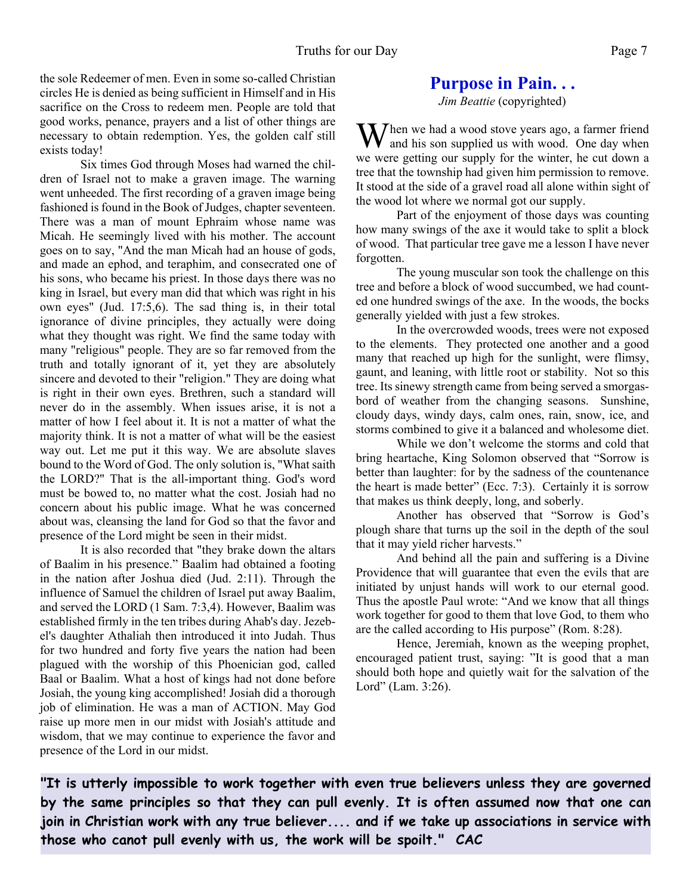the sole Redeemer of men. Even in some so-called Christian circles He is denied as being sufficient in Himself and in His sacrifice on the Cross to redeem men. People are told that good works, penance, prayers and a list of other things are necessary to obtain redemption. Yes, the golden calf still exists today!

Six times God through Moses had warned the children of Israel not to make a graven image. The warning went unheeded. The first recording of a graven image being fashioned is found in the Book of Judges, chapter seventeen. There was a man of mount Ephraim whose name was Micah. He seemingly lived with his mother. The account goes on to say, "And the man Micah had an house of gods, and made an ephod, and teraphim, and consecrated one of his sons, who became his priest. In those days there was no king in Israel, but every man did that which was right in his own eyes" (Jud. 17:5,6). The sad thing is, in their total ignorance of divine principles, they actually were doing what they thought was right. We find the same today with many "religious" people. They are so far removed from the truth and totally ignorant of it, yet they are absolutely sincere and devoted to their "religion." They are doing what is right in their own eyes. Brethren, such a standard will never do in the assembly. When issues arise, it is not a matter of how I feel about it. It is not a matter of what the majority think. It is not a matter of what will be the easiest way out. Let me put it this way. We are absolute slaves bound to the Word of God. The only solution is, "What saith the LORD?" That is the all-important thing. God's word must be bowed to, no matter what the cost. Josiah had no concern about his public image. What he was concerned about was, cleansing the land for God so that the favor and presence of the Lord might be seen in their midst.

It is also recorded that "they brake down the altars of Baalim in his presence." Baalim had obtained a footing in the nation after Joshua died (Jud. 2:11). Through the influence of Samuel the children of Israel put away Baalim, and served the LORD (1 Sam. 7:3,4). However, Baalim was established firmly in the ten tribes during Ahab's day. Jezebel's daughter Athaliah then introduced it into Judah. Thus for two hundred and forty five years the nation had been plagued with the worship of this Phoenician god, called Baal or Baalim. What a host of kings had not done before Josiah, the young king accomplished! Josiah did a thorough job of elimination. He was a man of ACTION. May God raise up more men in our midst with Josiah's attitude and wisdom, that we may continue to experience the favor and presence of the Lord in our midst.

# Purpose in Pain. . .

*Jim Beattie* (copyrighted)

When we had a wood stove years ago, a farmer friend and his son supplied us with wood. One day when we were getting our supply for the winter, he cut down a tree that the township had given him permission to remove. It stood at the side of a gravel road all alone within sight of the wood lot where we normal got our supply.

Part of the enjoyment of those days was counting how many swings of the axe it would take to split a block of wood. That particular tree gave me a lesson I have never forgotten.

The young muscular son took the challenge on this tree and before a block of wood succumbed, we had counted one hundred swings of the axe. In the woods, the bocks generally yielded with just a few strokes.

In the overcrowded woods, trees were not exposed to the elements. They protected one another and a good many that reached up high for the sunlight, were flimsy, gaunt, and leaning, with little root or stability. Not so this tree. Its sinewy strength came from being served a smorgasbord of weather from the changing seasons. Sunshine, cloudy days, windy days, calm ones, rain, snow, ice, and storms combined to give it a balanced and wholesome diet.

While we don't welcome the storms and cold that bring heartache, King Solomon observed that "Sorrow is better than laughter: for by the sadness of the countenance the heart is made better" (Ecc. 7:3). Certainly it is sorrow that makes us think deeply, long, and soberly.

Another has observed that "Sorrow is God's plough share that turns up the soil in the depth of the soul that it may yield richer harvests."

And behind all the pain and suffering is a Divine Providence that will guarantee that even the evils that are initiated by unjust hands will work to our eternal good. Thus the apostle Paul wrote: "And we know that all things work together for good to them that love God, to them who are the called according to His purpose" (Rom. 8:28).

Hence, Jeremiah, known as the weeping prophet, encouraged patient trust, saying: "It is good that a man should both hope and quietly wait for the salvation of the Lord" (Lam. 3:26).

**"It is utterly impossible to work together with even true believers unless they are governed by the same principles so that they can pull evenly. It is often assumed now that one can join in Christian work with any true believer.... and if we take up associations in service with those who canot pull evenly with us, the work will be spoilt." CAC**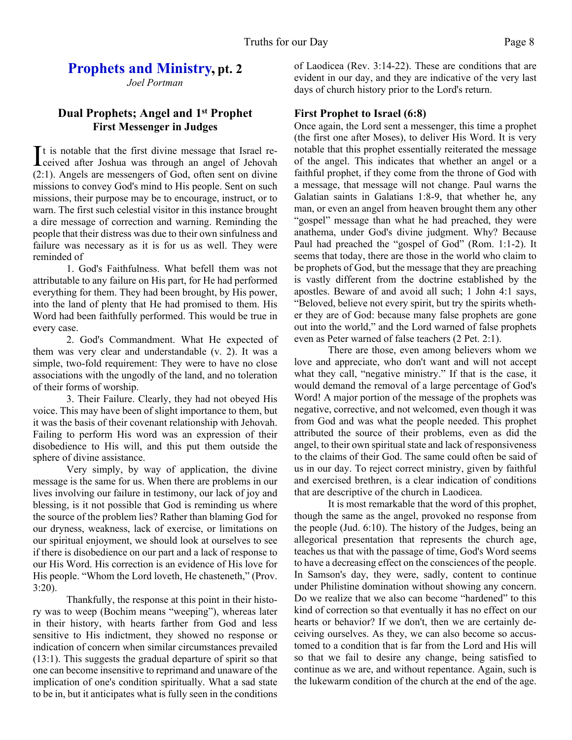## Prophets and Ministry, pt. 2

*Joel Portman*

### Dual Prophets; Angel and 1st Prophet
### First Messenger in Judges

It is notable that the first divine message that Israel received after Joshua was through an angel of Jehovah (2:1). Angels are messengers of God, often sent on divine missions to convey God's mind to His people. Sent on such missions, their purpose may be to encourage, instruct, or to warn. The first such celestial visitor in this instance brought a dire message of correction and warning. Reminding the people that their distress was due to their own sinfulness and failure was necessary as it is for us as well. They were reminded of

1. God's Faithfulness. What befell them was not attributable to any failure on His part, for He had performed everything for them. They had been brought, by His power, into the land of plenty that He had promised to them. His Word had been faithfully performed. This would be true in every case.

2. God's Commandment. What He expected of them was very clear and understandable (v. 2). It was a simple, two-fold requirement: They were to have no close associations with the ungodly of the land, and no toleration of their forms of worship.

3. Their Failure. Clearly, they had not obeyed His voice. This may have been of slight importance to them, but it was the basis of their covenant relationship with Jehovah. Failing to perform His word was an expression of their disobedience to His will, and this put them outside the sphere of divine assistance.

Very simply, by way of application, the divine message is the same for us. When there are problems in our lives involving our failure in testimony, our lack of joy and blessing, is it not possible that God is reminding us where the source of the problem lies? Rather than blaming God for our dryness, weakness, lack of exercise, or limitations on our spiritual enjoyment, we should look at ourselves to see if there is disobedience on our part and a lack of response to our His Word. His correction is an evidence of His love for His people. "Whom the Lord loveth, He chasteneth," (Prov. 3:20).

Thankfully, the response at this point in their history was to weep (Bochim means "weeping"), whereas later in their history, with hearts farther from God and less sensitive to His indictment, they showed no response or indication of concern when similar circumstances prevailed (13:1). This suggests the gradual departure of spirit so that one can become insensitive to reprimand and unaware of the implication of one's condition spiritually. What a sad state to be in, but it anticipates what is fully seen in the conditions of Laodicea (Rev. 3:14-22). These are conditions that are evident in our day, and they are indicative of the very last days of church history prior to the Lord's return.

### First Prophet to Israel (6:8)

Once again, the Lord sent a messenger, this time a prophet (the first one after Moses), to deliver His Word. It is very notable that this prophet essentially reiterated the message of the angel. This indicates that whether an angel or a faithful prophet, if they come from the throne of God with a message, that message will not change. Paul warns the Galatian saints in Galatians 1:8-9, that whether he, any man, or even an angel from heaven brought them any other "gospel" message than what he had preached, they were anathema, under God's divine judgment. Why? Because Paul had preached the "gospel of God" (Rom. 1:1-2). It seems that today, there are those in the world who claim to be prophets of God, but the message that they are preaching is vastly different from the doctrine established by the apostles. Beware of and avoid all such; 1 John 4:1 says, "Beloved, believe not every spirit, but try the spirits whether they are of God: because many false prophets are gone out into the world," and the Lord warned of false prophets even as Peter warned of false teachers (2 Pet. 2:1).

There are those, even among believers whom we love and appreciate, who don't want and will not accept what they call, "negative ministry." If that is the case, it would demand the removal of a large percentage of God's Word! A major portion of the message of the prophets was negative, corrective, and not welcomed, even though it was from God and was what the people needed. This prophet attributed the source of their problems, even as did the angel, to their own spiritual state and lack of responsiveness to the claims of their God. The same could often be said of us in our day. To reject correct ministry, given by faithful and exercised brethren, is a clear indication of conditions that are descriptive of the church in Laodicea.

It is most remarkable that the word of this prophet, though the same as the angel, provoked no response from the people (Jud. 6:10). The history of the Judges, being an allegorical presentation that represents the church age, teaches us that with the passage of time, God's Word seems to have a decreasing effect on the consciences of the people. In Samson's day, they were, sadly, content to continue under Philistine domination without showing any concern. Do we realize that we also can become "hardened" to this kind of correction so that eventually it has no effect on our hearts or behavior? If we don't, then we are certainly deceiving ourselves. As they, we can also become so accustomed to a condition that is far from the Lord and His will so that we fail to desire any change, being satisfied to continue as we are, and without repentance. Again, such is the lukewarm condition of the church at the end of the age.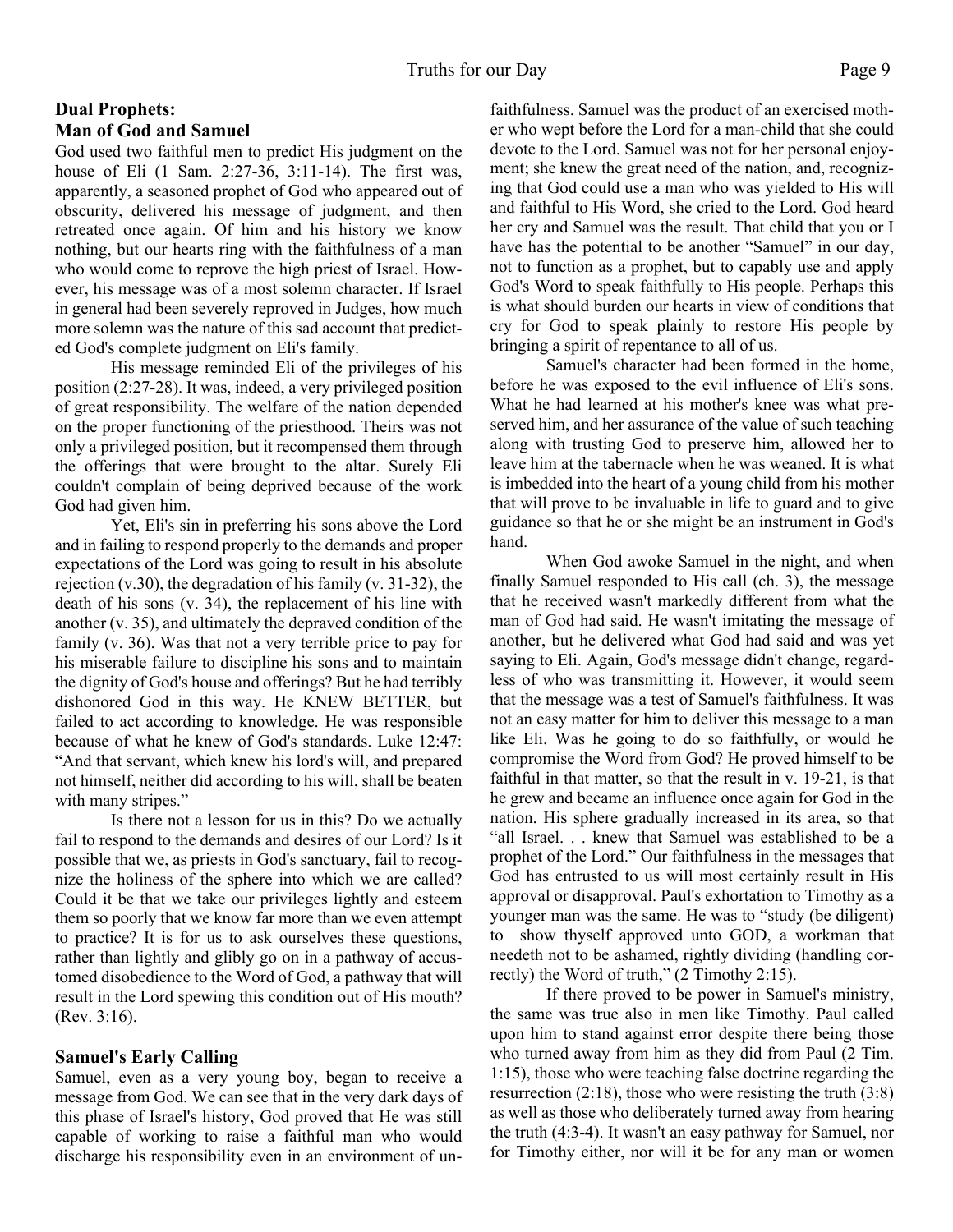## Dual Prophets: Man of God and Samuel

God used two faithful men to predict His judgment on the house of Eli (1 Sam. 2:27-36, 3:11-14). The first was, apparently, a seasoned prophet of God who appeared out of obscurity, delivered his message of judgment, and then retreated once again. Of him and his history we know nothing, but our hearts ring with the faithfulness of a man who would come to reprove the high priest of Israel. However, his message was of a most solemn character. If Israel in general had been severely reproved in Judges, how much more solemn was the nature of this sad account that predicted God's complete judgment on Eli's family.

His message reminded Eli of the privileges of his position (2:27-28). It was, indeed, a very privileged position of great responsibility. The welfare of the nation depended on the proper functioning of the priesthood. Theirs was not only a privileged position, but it recompensed them through the offerings that were brought to the altar. Surely Eli couldn't complain of being deprived because of the work God had given him.

Yet, Eli's sin in preferring his sons above the Lord and in failing to respond properly to the demands and proper expectations of the Lord was going to result in his absolute rejection (v.30), the degradation of his family (v. 31-32), the death of his sons (v. 34), the replacement of his line with another (v. 35), and ultimately the depraved condition of the family (v. 36). Was that not a very terrible price to pay for his miserable failure to discipline his sons and to maintain the dignity of God's house and offerings? But he had terribly dishonored God in this way. He KNEW BETTER, but failed to act according to knowledge. He was responsible because of what he knew of God's standards. Luke 12:47: "And that servant, which knew his lord's will, and prepared not himself, neither did according to his will, shall be beaten with many stripes."

Is there not a lesson for us in this? Do we actually fail to respond to the demands and desires of our Lord? Is it possible that we, as priests in God's sanctuary, fail to recognize the holiness of the sphere into which we are called? Could it be that we take our privileges lightly and esteem them so poorly that we know far more than we even attempt to practice? It is for us to ask ourselves these questions, rather than lightly and glibly go on in a pathway of accustomed disobedience to the Word of God, a pathway that will result in the Lord spewing this condition out of His mouth? (Rev. 3:16).

## Samuel's Early Calling

Samuel, even as a very young boy, began to receive a message from God. We can see that in the very dark days of this phase of Israel's history, God proved that He was still capable of working to raise a faithful man who would discharge his responsibility even in an environment of unfaithfulness. Samuel was the product of an exercised mother who wept before the Lord for a man-child that she could devote to the Lord. Samuel was not for her personal enjoyment; she knew the great need of the nation, and, recognizing that God could use a man who was yielded to His will and faithful to His Word, she cried to the Lord. God heard her cry and Samuel was the result. That child that you or I have has the potential to be another "Samuel" in our day, not to function as a prophet, but to capably use and apply God's Word to speak faithfully to His people. Perhaps this is what should burden our hearts in view of conditions that cry for God to speak plainly to restore His people by bringing a spirit of repentance to all of us.

Samuel's character had been formed in the home, before he was exposed to the evil influence of Eli's sons. What he had learned at his mother's knee was what preserved him, and her assurance of the value of such teaching along with trusting God to preserve him, allowed her to leave him at the tabernacle when he was weaned. It is what is imbedded into the heart of a young child from his mother that will prove to be invaluable in life to guard and to give guidance so that he or she might be an instrument in God's hand.

When God awoke Samuel in the night, and when finally Samuel responded to His call (ch. 3), the message that he received wasn't markedly different from what the man of God had said. He wasn't imitating the message of another, but he delivered what God had said and was yet saying to Eli. Again, God's message didn't change, regardless of who was transmitting it. However, it would seem that the message was a test of Samuel's faithfulness. It was not an easy matter for him to deliver this message to a man like Eli. Was he going to do so faithfully, or would he compromise the Word from God? He proved himself to be faithful in that matter, so that the result in v. 19-21, is that he grew and became an influence once again for God in the nation. His sphere gradually increased in its area, so that "all Israel. . . knew that Samuel was established to be a prophet of the Lord." Our faithfulness in the messages that God has entrusted to us will most certainly result in His approval or disapproval. Paul's exhortation to Timothy as a younger man was the same. He was to "study (be diligent) to show thyself approved unto GOD, a workman that needeth not to be ashamed, rightly dividing (handling correctly) the Word of truth," (2 Timothy 2:15).

If there proved to be power in Samuel's ministry, the same was true also in men like Timothy. Paul called upon him to stand against error despite there being those who turned away from him as they did from Paul (2 Tim. 1:15), those who were teaching false doctrine regarding the resurrection (2:18), those who were resisting the truth (3:8) as well as those who deliberately turned away from hearing the truth (4:3-4). It wasn't an easy pathway for Samuel, nor for Timothy either, nor will it be for any man or women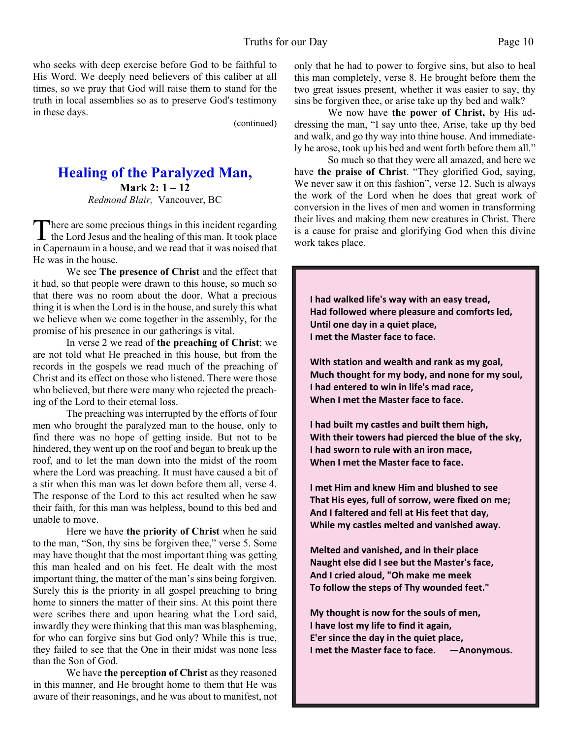who seeks with deep exercise before God to be faithful to His Word. We deeply need believers of this caliber at all times, so we pray that God will raise them to stand for the truth in local assemblies so as to preserve God's testimony in these days.

(continued)

## Healing of the Paralyzed Man,

**Mark 2: 1 – 12**

*Redmond Blair,* Vancouver, BC

There are some precious things in this incident regarding the Lord Jesus and the healing of this man. It took place in Capernaum in a house, and we read that it was noised that He was in the house.

We see **The presence of Christ** and the effect that it had, so that people were drawn to this house, so much so that there was no room about the door. What a precious thing it is when the Lord is in the house, and surely this what we believe when we come together in the assembly, for the promise of his presence in our gatherings is vital.

In verse 2 we read of **the preaching of Christ**; we are not told what He preached in this house, but from the records in the gospels we read much of the preaching of Christ and its effect on those who listened. There were those who believed, but there were many who rejected the preaching of the Lord to their eternal loss.

The preaching was interrupted by the efforts of four men who brought the paralyzed man to the house, only to find there was no hope of getting inside. But not to be hindered, they went up on the roof and began to break up the roof, and to let the man down into the midst of the room where the Lord was preaching. It must have caused a bit of a stir when this man was let down before them all, verse 4. The response of the Lord to this act resulted when he saw their faith, for this man was helpless, bound to this bed and unable to move.

Here we have **the priority of Christ** when he said to the man, "Son, thy sins be forgiven thee," verse 5. Some may have thought that the most important thing was getting this man healed and on his feet. He dealt with the most important thing, the matter of the man's sins being forgiven. Surely this is the priority in all gospel preaching to bring home to sinners the matter of their sins. At this point there were scribes there and upon hearing what the Lord said, inwardly they were thinking that this man was blaspheming, for who can forgive sins but God only? While this is true, they failed to see that the One in their midst was none less than the Son of God.

We have **the perception of Christ** as they reasoned in this manner, and He brought home to them that He was aware of their reasonings, and he was about to manifest, not only that he had to power to forgive sins, but also to heal this man completely, verse 8. He brought before them the two great issues present, whether it was easier to say, thy sins be forgiven thee, or arise take up thy bed and walk?

We now have **the power of Christ,** by His addressing the man, "I say unto thee, Arise, take up thy bed and walk, and go thy way into thine house. And immediately he arose, took up his bed and went forth before them all."

So much so that they were all amazed, and here we have **the praise of Christ**. "They glorified God, saying, We never saw it on this fashion", verse 12. Such is always the work of the Lord when he does that great work of conversion in the lives of men and women in transforming their lives and making them new creatures in Christ. There is a cause for praise and glorifying God when this divine work takes place.

**I had walked life's way with an easy tread,**
**Had followed where pleasure and comforts led,**
**Until one day in a quiet place,**
**I met the Master face to face.**

**With station and wealth and rank as my goal,**
**Much thought for my body, and none for my soul,**
**I had entered to win in life's mad race,**
**When I met the Master face to face.**

**I had built my castles and built them high,**
**With their towers had pierced the blue of the sky,**
**I had sworn to rule with an iron mace,**
**When I met the Master face to face.**

**I met Him and knew Him and blushed to see**
**That His eyes, full of sorrow, were fixed on me;**
**And I faltered and fell at His feet that day,**
**While my castles melted and vanished away.**

**Melted and vanished, and in their place**
**Naught else did I see but the Master's face,**
**And I cried aloud, "Oh make me meek**
**To follow the steps of Thy wounded feet."**

**My thought is now for the souls of men,**
**I have lost my life to find it again,**
**E'er since the day in the quiet place,**
**I met the Master face to face. —Anonymous.**